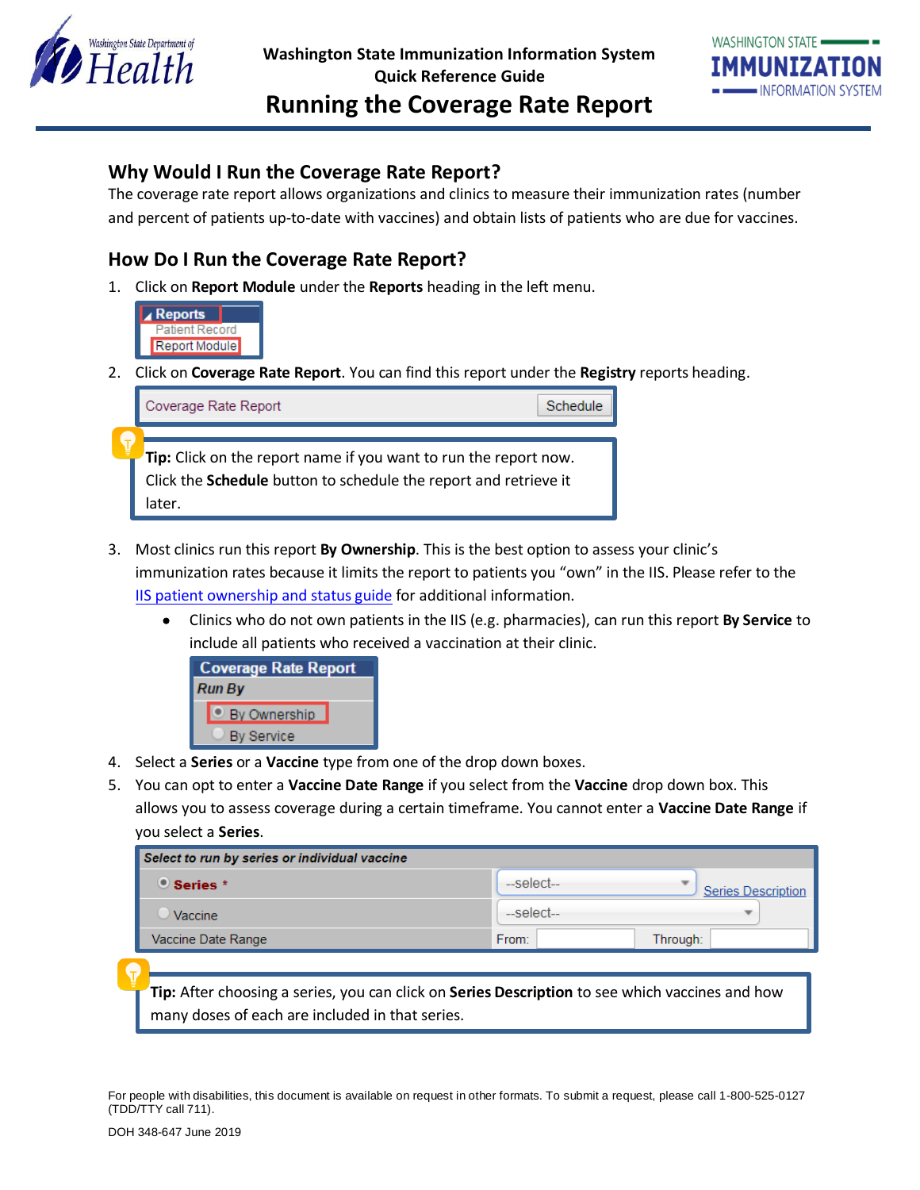**Washington State Immunization Information System**
**Quick Reference Guide**

# Running the Coverage Rate Report

## Why Would I Run the Coverage Rate Report?

The coverage rate report allows organizations and clinics to measure their immunization rates (number and percent of patients up-to-date with vaccines) and obtain lists of patients who are due for vaccines.

## How Do I Run the Coverage Rate Report?

1. Click on **Report Module** under the **Reports** heading in the left menu.

2. Click on **Coverage Rate Report**. You can find this report under the **Registry** reports heading.

> **Tip:** Click on the report name if you want to run the report now. Click the **Schedule** button to schedule the report and retrieve it later.

3. Most clinics run this report **By Ownership**. This is the best option to assess your clinic's immunization rates because it limits the report to patients you "own" in the IIS. Please refer to the [IIS patient ownership and status guide]() for additional information.
   - Clinics who do not own patients in the IIS (e.g. pharmacies), can run this report **By Service** to include all patients who received a vaccination at their clinic.

4. Select a **Series** or a **Vaccine** type from one of the drop down boxes.

5. You can opt to enter a **Vaccine Date Range** if you select from the **Vaccine** drop down box. This allows you to assess coverage during a certain timeframe. You cannot enter a **Vaccine Date Range** if you select a **Series**.

> **Tip:** After choosing a series, you can click on **Series Description** to see which vaccines and how many doses of each are included in that series.

For people with disabilities, this document is available on request in other formats. To submit a request, please call 1-800-525-0127 (TDD/TTY call 711).

DOH 348-647 June 2019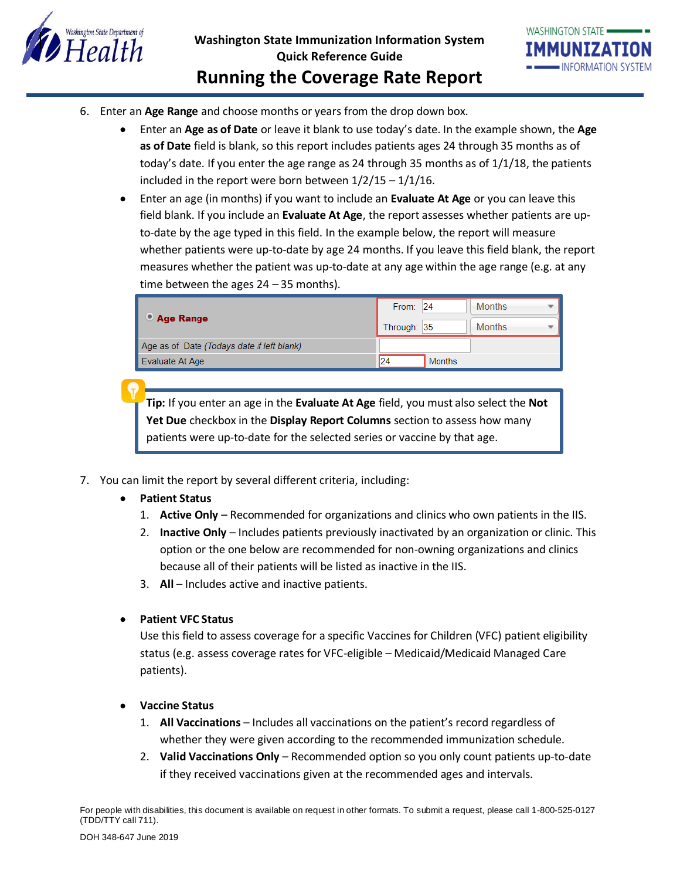6. Enter an **Age Range** and choose months or years from the drop down box.
   - Enter an **Age as of Date** or leave it blank to use today's date. In the example shown, the **Age as of Date** field is blank, so this report includes patients ages 24 through 35 months as of today's date. If you enter the age range as 24 through 35 months as of 1/1/18, the patients included in the report were born between 1/2/15 – 1/1/16.
   - Enter an age (in months) if you want to include an **Evaluate At Age** or you can leave this field blank. If you include an **Evaluate At Age**, the report assesses whether patients are up-to-date by the age typed in this field. In the example below, the report will measure whether patients were up-to-date by age 24 months. If you leave this field blank, the report measures whether the patient was up-to-date at any age within the age range (e.g. at any time between the ages 24 – 35 months).

| Age Range | From: 24 | Months |
|---|---|---|
| | Through: 35 | Months |
| Age as of Date *(Todays date if left blank)* | | |
| Evaluate At Age | 24 | Months |

**Tip:** If you enter an age in the **Evaluate At Age** field, you must also select the **Not Yet Due** checkbox in the **Display Report Columns** section to assess how many patients were up-to-date for the selected series or vaccine by that age.

7. You can limit the report by several different criteria, including:
   - **Patient Status**
     1. **Active Only** – Recommended for organizations and clinics who own patients in the IIS.
     2. **Inactive Only** – Includes patients previously inactivated by an organization or clinic. This option or the one below are recommended for non-owning organizations and clinics because all of their patients will be listed as inactive in the IIS.
     3. **All** – Includes active and inactive patients.
   - **Patient VFC Status**
     Use this field to assess coverage for a specific Vaccines for Children (VFC) patient eligibility status (e.g. assess coverage rates for VFC-eligible – Medicaid/Medicaid Managed Care patients).
   - **Vaccine Status**
     1. **All Vaccinations** – Includes all vaccinations on the patient's record regardless of whether they were given according to the recommended immunization schedule.
     2. **Valid Vaccinations Only** – Recommended option so you only count patients up-to-date if they received vaccinations given at the recommended ages and intervals.

For people with disabilities, this document is available on request in other formats. To submit a request, please call 1-800-525-0127 (TDD/TTY call 711).

DOH 348-647 June 2019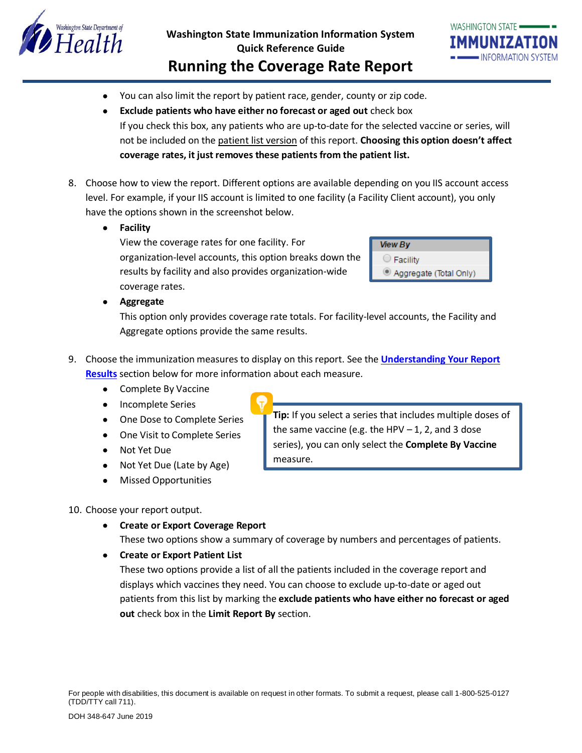- You can also limit the report by patient race, gender, county or zip code.
- **Exclude patients who have either no forecast or aged out** check box
  If you check this box, any patients who are up-to-date for the selected vaccine or series, will not be included on the patient list version of this report. **Choosing this option doesn't affect coverage rates, it just removes these patients from the patient list.**

8. Choose how to view the report. Different options are available depending on you IIS account access level. For example, if your IIS account is limited to one facility (a Facility Client account), you only have the options shown in the screenshot below.
   - **Facility**
     View the coverage rates for one facility. For organization-level accounts, this option breaks down the results by facility and also provides organization-wide coverage rates.

     *View By*
     - ○ Facility
     - ◉ Aggregate (Total Only)
   - **Aggregate**
     This option only provides coverage rate totals. For facility-level accounts, the Facility and Aggregate options provide the same results.

9. Choose the immunization measures to display on this report. See the **Understanding Your Report Results** section below for more information about each measure.
   - Complete By Vaccine
   - Incomplete Series
   - One Dose to Complete Series
   - One Visit to Complete Series
   - Not Yet Due
   - Not Yet Due (Late by Age)
   - Missed Opportunities

   > **Tip:** If you select a series that includes multiple doses of the same vaccine (e.g. the HPV – 1, 2, and 3 dose series), you can only select the **Complete By Vaccine** measure.

10. Choose your report output.
    - **Create or Export Coverage Report**
      These two options show a summary of coverage by numbers and percentages of patients.
    - **Create or Export Patient List**
      These two options provide a list of all the patients included in the coverage report and displays which vaccines they need. You can choose to exclude up-to-date or aged out patients from this list by marking the **exclude patients who have either no forecast or aged out** check box in the **Limit Report By** section.

For people with disabilities, this document is available on request in other formats. To submit a request, please call 1-800-525-0127 (TDD/TTY call 711).

DOH 348-647 June 2019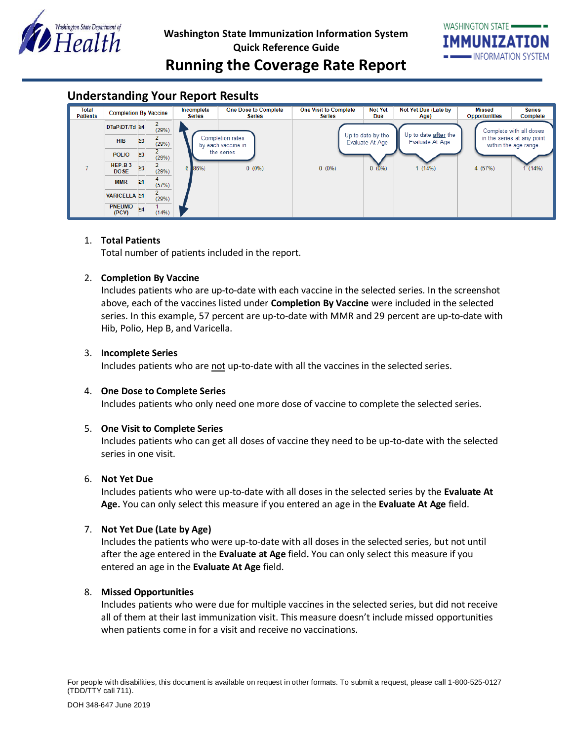# Running the Coverage Rate Report

## Understanding Your Report Results

| Total Patients | Completion By Vaccine | | | Incomplete Series | One Dose to Complete Series | One Visit to Complete Series | Not Yet Due | Not Yet Due (Late by Age) | Missed Opportunities | Series Complete |
|---|---|---|---|---|---|---|---|---|---|---|
| 7 | DTaP/DT/Td | ≥4 | 2 (29%) | 6 (86%) | 0 (0%) | 0 (0%) | 0 (0%) | 1 (14%) | 4 (57%) | 1 (14%) |
| | HIB | ≥3 | 2 (29%) | | | | | | | |
| | POLIO | ≥3 | 2 (29%) | | | | | | | |
| | HEP B 3 DOSE | ≥3 | 2 (29%) | | | | | | | |
| | MMR | ≥1 | 4 (57%) | | | | | | | |
| | VARICELLA | ≥1 | 2 (29%) | | | | | | | |
| | PNEUMO (PCV) | ≥4 | 1 (14%) | | | | | | | |

Callouts: Completion rates by each vaccine in the series; Up to date by the Evaluate At Age; Up to date after the Evaluate At Age; Complete with all doses in the series at any point within the age range.

1. **Total Patients**
   Total number of patients included in the report.

2. **Completion By Vaccine**
   Includes patients who are up-to-date with each vaccine in the selected series. In the screenshot above, each of the vaccines listed under **Completion By Vaccine** were included in the selected series. In this example, 57 percent are up-to-date with MMR and 29 percent are up-to-date with Hib, Polio, Hep B, and Varicella.

3. **Incomplete Series**
   Includes patients who are not up-to-date with all the vaccines in the selected series.

4. **One Dose to Complete Series**
   Includes patients who only need one more dose of vaccine to complete the selected series.

5. **One Visit to Complete Series**
   Includes patients who can get all doses of vaccine they need to be up-to-date with the selected series in one visit.

6. **Not Yet Due**
   Includes patients who were up-to-date with all doses in the selected series by the **Evaluate At Age.** You can only select this measure if you entered an age in the **Evaluate At Age** field.

7. **Not Yet Due (Late by Age)**
   Includes the patients who were up-to-date with all doses in the selected series, but not until after the age entered in the **Evaluate at Age** field**.** You can only select this measure if you entered an age in the **Evaluate At Age** field.

8. **Missed Opportunities**
   Includes patients who were due for multiple vaccines in the selected series, but did not receive all of them at their last immunization visit. This measure doesn't include missed opportunities when patients come in for a visit and receive no vaccinations.

For people with disabilities, this document is available on request in other formats. To submit a request, please call 1-800-525-0127 (TDD/TTY call 711).

DOH 348-647 June 2019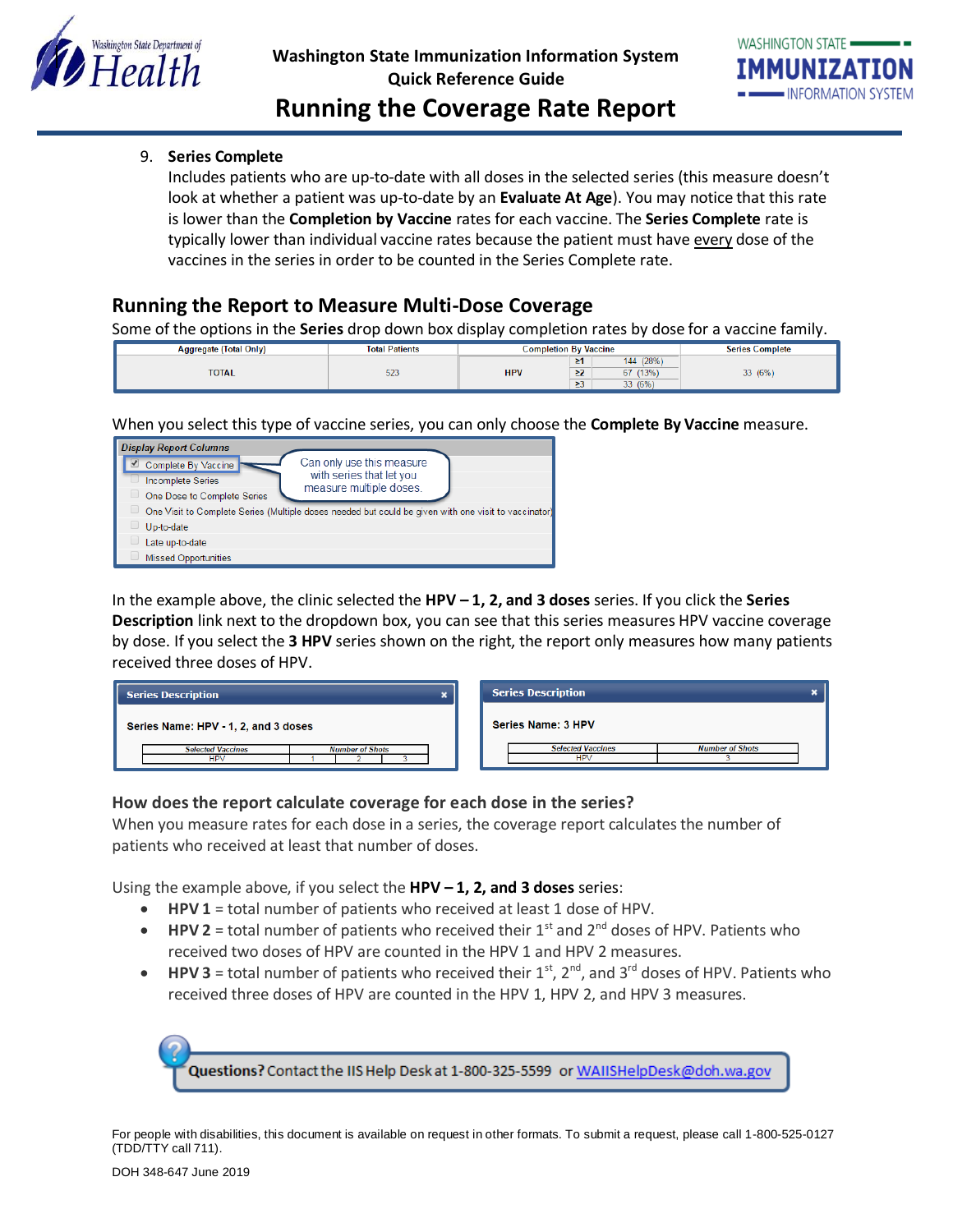9. **Series Complete**
   Includes patients who are up-to-date with all doses in the selected series (this measure doesn't look at whether a patient was up-to-date by an **Evaluate At Age**). You may notice that this rate is lower than the **Completion by Vaccine** rates for each vaccine. The **Series Complete** rate is typically lower than individual vaccine rates because the patient must have every dose of the vaccines in the series in order to be counted in the Series Complete rate.

## Running the Report to Measure Multi-Dose Coverage

Some of the options in the **Series** drop down box display completion rates by dose for a vaccine family.

| Aggregate (Total Only) | Total Patients | Completion By Vaccine | | | Series Complete |
|---|---|---|---|---|---|
| TOTAL | 523 | HPV | ≥1 | 144 (28%) | 33 (6%) |
| | | | ≥2 | 67 (13%) | |
| | | | ≥3 | 33 (6%) | |

When you select this type of vaccine series, you can only choose the **Complete By Vaccine** measure.

*Display Report Columns*
- ☑ Complete By Vaccine
- ☐ Incomplete Series
- ☐ One Dose to Complete Series
- ☐ One Visit to Complete Series (Multiple doses needed but could be given with one visit to vaccinator)
- ☐ Up-to-date
- ☐ Late up-to-date
- ☐ Missed Opportunities

Can only use this measure with series that let you measure multiple doses.

In the example above, the clinic selected the **HPV – 1, 2, and 3 doses** series. If you click the **Series Description** link next to the dropdown box, you can see that this series measures HPV vaccine coverage by dose. If you select the **3 HPV** series shown on the right, the report only measures how many patients received three doses of HPV.

**Series Description**

Series Name: HPV - 1, 2, and 3 doses

| Selected Vaccines | Number of Shots | | |
|---|---|---|---|
| HPV | 1 | 2 | 3 |

**Series Description**

Series Name: 3 HPV

| Selected Vaccines | Number of Shots |
|---|---|
| HPV | 3 |

### How does the report calculate coverage for each dose in the series?

When you measure rates for each dose in a series, the coverage report calculates the number of patients who received at least that number of doses.

Using the example above, if you select the **HPV – 1, 2, and 3 doses** series:

- **HPV 1** = total number of patients who received at least 1 dose of HPV.
- **HPV 2** = total number of patients who received their 1st and 2nd doses of HPV. Patients who received two doses of HPV are counted in the HPV 1 and HPV 2 measures.
- **HPV 3** = total number of patients who received their 1st, 2nd, and 3rd doses of HPV. Patients who received three doses of HPV are counted in the HPV 1, HPV 2, and HPV 3 measures.

**Questions?** Contact the IIS Help Desk at 1-800-325-5599 or WAIISHelpDesk@doh.wa.gov

For people with disabilities, this document is available on request in other formats. To submit a request, please call 1-800-525-0127 (TDD/TTY call 711).

DOH 348-647 June 2019